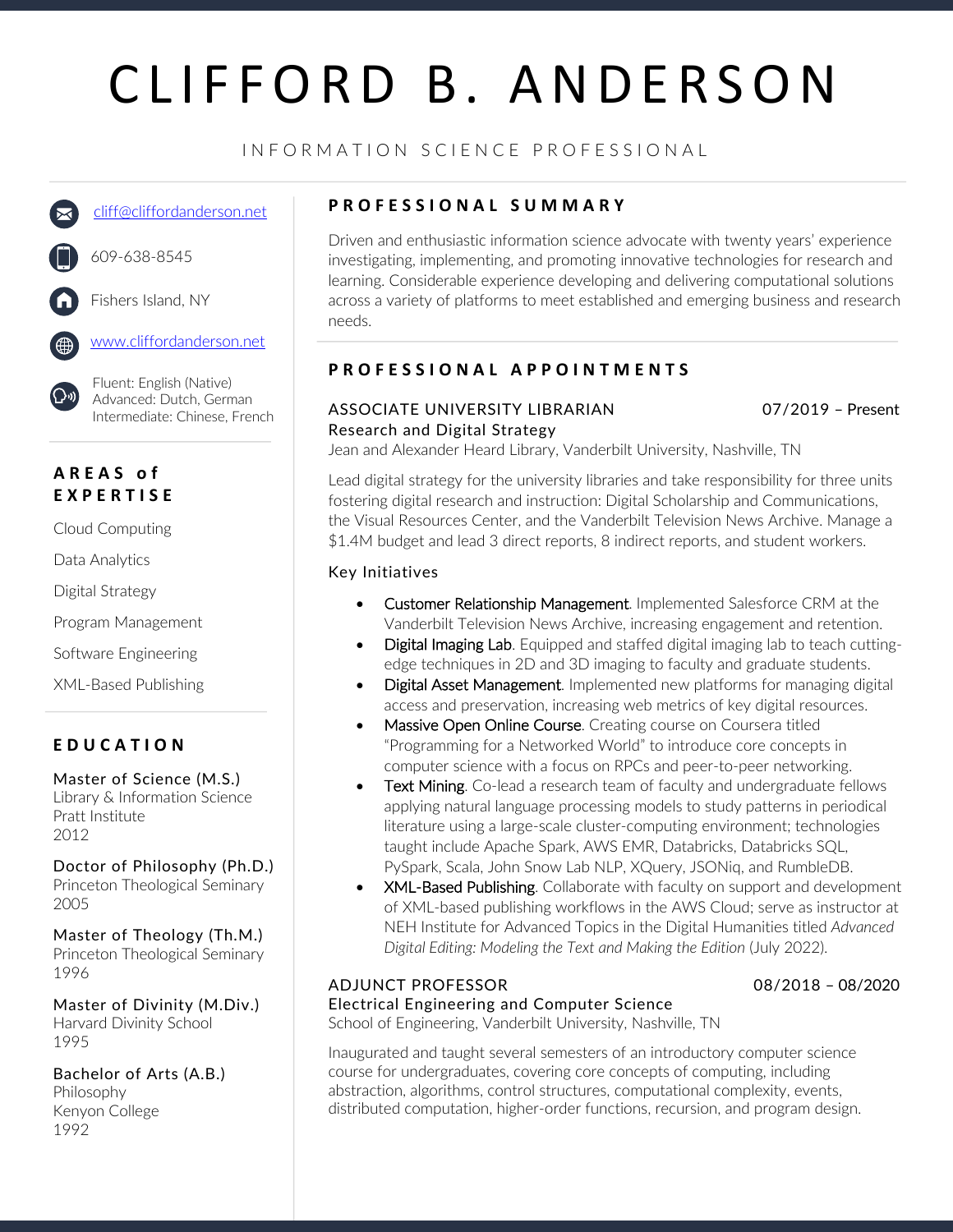# CLIFFORD B. ANDERSON

INFORMATION SCIENCE PROFESSIONAL

cliff@cliffordanderson.net

609-638-8545

Fishers Island, NY

www.cliffordanderson.net

Fluent: English (Native)
Advanced: Dutch, German
Intermediate: Chinese, French

## AREAS of EXPERTISE

Cloud Computing

Data Analytics

Digital Strategy

Program Management

Software Engineering

XML-Based Publishing

## EDUCATION

Master of Science (M.S.)
Library & Information Science
Pratt Institute
2012

Doctor of Philosophy (Ph.D.)
Princeton Theological Seminary
2005

Master of Theology (Th.M.)
Princeton Theological Seminary
1996

Master of Divinity (M.Div.)
Harvard Divinity School
1995

Bachelor of Arts (A.B.)
Philosophy
Kenyon College
1992

## PROFESSIONAL SUMMARY

Driven and enthusiastic information science advocate with twenty years' experience investigating, implementing, and promoting innovative technologies for research and learning. Considerable experience developing and delivering computational solutions across a variety of platforms to meet established and emerging business and research needs.

## PROFESSIONAL APPOINTMENTS

### ASSOCIATE UNIVERSITY LIBRARIAN — 07/2019 – Present

Research and Digital Strategy
Jean and Alexander Heard Library, Vanderbilt University, Nashville, TN

Lead digital strategy for the university libraries and take responsibility for three units fostering digital research and instruction: Digital Scholarship and Communications, the Visual Resources Center, and the Vanderbilt Television News Archive. Manage a $1.4M budget and lead 3 direct reports, 8 indirect reports, and student workers.

Key Initiatives

- Customer Relationship Management. Implemented Salesforce CRM at the Vanderbilt Television News Archive, increasing engagement and retention.
- Digital Imaging Lab. Equipped and staffed digital imaging lab to teach cutting-edge techniques in 2D and 3D imaging to faculty and graduate students.
- Digital Asset Management. Implemented new platforms for managing digital access and preservation, increasing web metrics of key digital resources.
- Massive Open Online Course. Creating course on Coursera titled "Programming for a Networked World" to introduce core concepts in computer science with a focus on RPCs and peer-to-peer networking.
- Text Mining. Co-lead a research team of faculty and undergraduate fellows applying natural language processing models to study patterns in periodical literature using a large-scale cluster-computing environment; technologies taught include Apache Spark, AWS EMR, Databricks, Databricks SQL, PySpark, Scala, John Snow Lab NLP, XQuery, JSONiq, and RumbleDB.
- XML-Based Publishing. Collaborate with faculty on support and development of XML-based publishing workflows in the AWS Cloud; serve as instructor at NEH Institute for Advanced Topics in the Digital Humanities titled *Advanced Digital Editing: Modeling the Text and Making the Edition* (July 2022).

### ADJUNCT PROFESSOR — 08/2018 – 08/2020

Electrical Engineering and Computer Science
School of Engineering, Vanderbilt University, Nashville, TN

Inaugurated and taught several semesters of an introductory computer science course for undergraduates, covering core concepts of computing, including abstraction, algorithms, control structures, computational complexity, events, distributed computation, higher-order functions, recursion, and program design.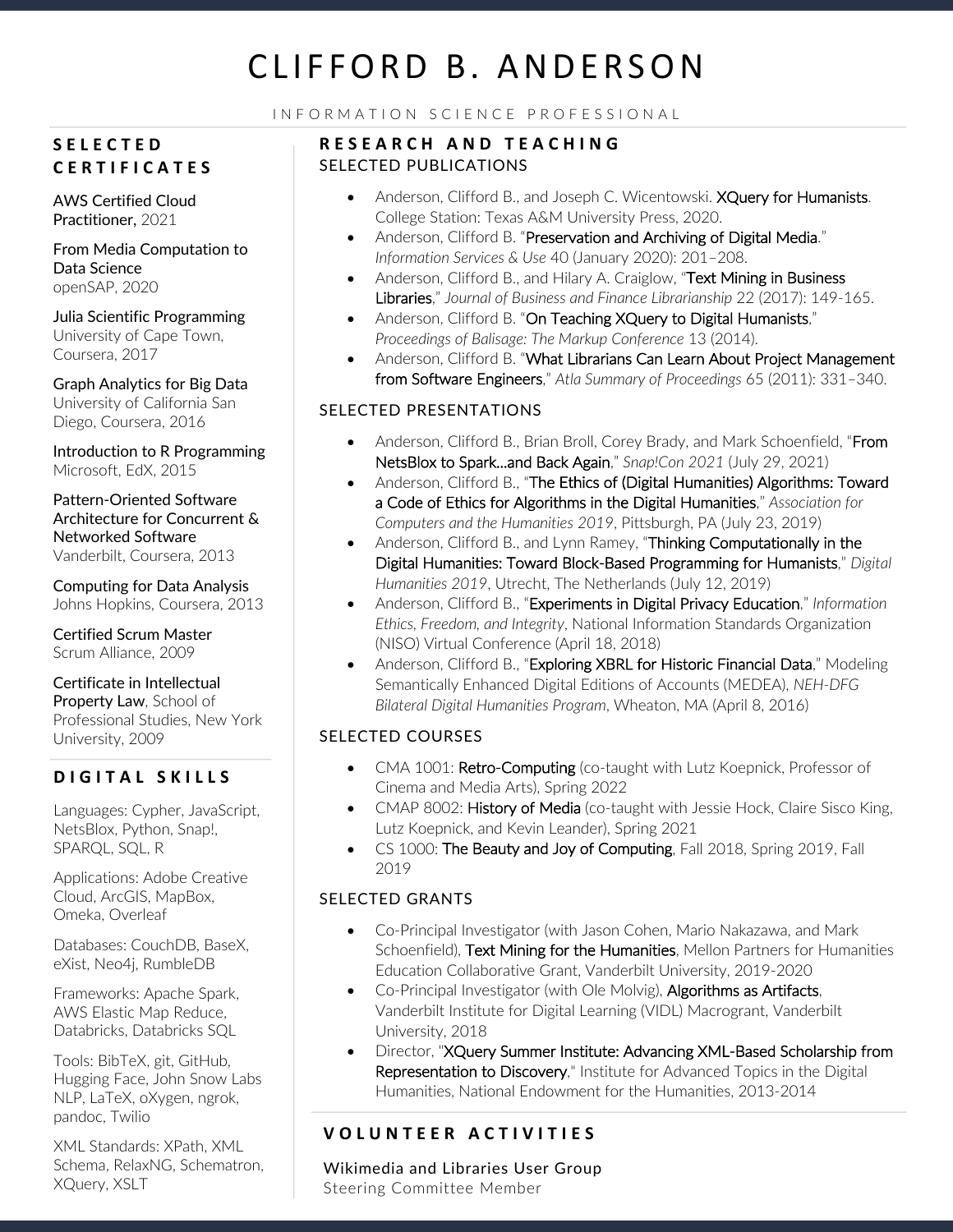# CLIFFORD B. ANDERSON

INFORMATION SCIENCE PROFESSIONAL

## SELECTED CERTIFICATES

AWS Certified Cloud Practitioner, 2021

From Media Computation to Data Science
openSAP, 2020

Julia Scientific Programming
University of Cape Town, Coursera, 2017

Graph Analytics for Big Data
University of California San Diego, Coursera, 2016

Introduction to R Programming
Microsoft, EdX, 2015

Pattern-Oriented Software Architecture for Concurrent & Networked Software
Vanderbilt, Coursera, 2013

Computing for Data Analysis
Johns Hopkins, Coursera, 2013

Certified Scrum Master
Scrum Alliance, 2009

Certificate in Intellectual Property Law, School of Professional Studies, New York University, 2009

## DIGITAL SKILLS

Languages: Cypher, JavaScript, NetsBlox, Python, Snap!, SPARQL, SQL, R

Applications: Adobe Creative Cloud, ArcGIS, MapBox, Omeka, Overleaf

Databases: CouchDB, BaseX, eXist, Neo4j, RumbleDB

Frameworks: Apache Spark, AWS Elastic Map Reduce, Databricks, Databricks SQL

Tools: BibTeX, git, GitHub, Hugging Face, John Snow Labs NLP, LaTeX, oXygen, ngrok, pandoc, Twilio

XML Standards: XPath, XML Schema, RelaxNG, Schematron, XQuery, XSLT

## RESEARCH AND TEACHING

### SELECTED PUBLICATIONS

- Anderson, Clifford B., and Joseph C. Wicentowski. XQuery for Humanists. College Station: Texas A&M University Press, 2020.
- Anderson, Clifford B. "Preservation and Archiving of Digital Media." *Information Services & Use* 40 (January 2020): 201–208.
- Anderson, Clifford B., and Hilary A. Craiglow, "Text Mining in Business Libraries," *Journal of Business and Finance Librarianship* 22 (2017): 149-165.
- Anderson, Clifford B. "On Teaching XQuery to Digital Humanists," *Proceedings of Balisage: The Markup Conference* 13 (2014).
- Anderson, Clifford B. "What Librarians Can Learn About Project Management from Software Engineers," *Atla Summary of Proceedings* 65 (2011): 331–340.

### SELECTED PRESENTATIONS

- Anderson, Clifford B., Brian Broll, Corey Brady, and Mark Schoenfield, "From NetsBlox to Spark...and Back Again," *Snap!Con 2021* (July 29, 2021)
- Anderson, Clifford B., "The Ethics of (Digital Humanities) Algorithms: Toward a Code of Ethics for Algorithms in the Digital Humanities," *Association for Computers and the Humanities 2019*, Pittsburgh, PA (July 23, 2019)
- Anderson, Clifford B., and Lynn Ramey, "Thinking Computationally in the Digital Humanities: Toward Block-Based Programming for Humanists," *Digital Humanities 2019*, Utrecht, The Netherlands (July 12, 2019)
- Anderson, Clifford B., "Experiments in Digital Privacy Education," *Information Ethics, Freedom, and Integrity*, National Information Standards Organization (NISO) Virtual Conference (April 18, 2018)
- Anderson, Clifford B., "Exploring XBRL for Historic Financial Data," Modeling Semantically Enhanced Digital Editions of Accounts (MEDEA), *NEH-DFG Bilateral Digital Humanities Program*, Wheaton, MA (April 8, 2016)

### SELECTED COURSES

- CMA 1001: Retro-Computing (co-taught with Lutz Koepnick, Professor of Cinema and Media Arts), Spring 2022
- CMAP 8002: History of Media (co-taught with Jessie Hock, Claire Sisco King, Lutz Koepnick, and Kevin Leander), Spring 2021
- CS 1000: The Beauty and Joy of Computing, Fall 2018, Spring 2019, Fall 2019

### SELECTED GRANTS

- Co-Principal Investigator (with Jason Cohen, Mario Nakazawa, and Mark Schoenfield), Text Mining for the Humanities, Mellon Partners for Humanities Education Collaborative Grant, Vanderbilt University, 2019-2020
- Co-Principal Investigator (with Ole Molvig), Algorithms as Artifacts, Vanderbilt Institute for Digital Learning (VIDL) Macrogrant, Vanderbilt University, 2018
- Director, "XQuery Summer Institute: Advancing XML-Based Scholarship from Representation to Discovery," Institute for Advanced Topics in the Digital Humanities, National Endowment for the Humanities, 2013-2014

## VOLUNTEER ACTIVITIES

Wikimedia and Libraries User Group
Steering Committee Member